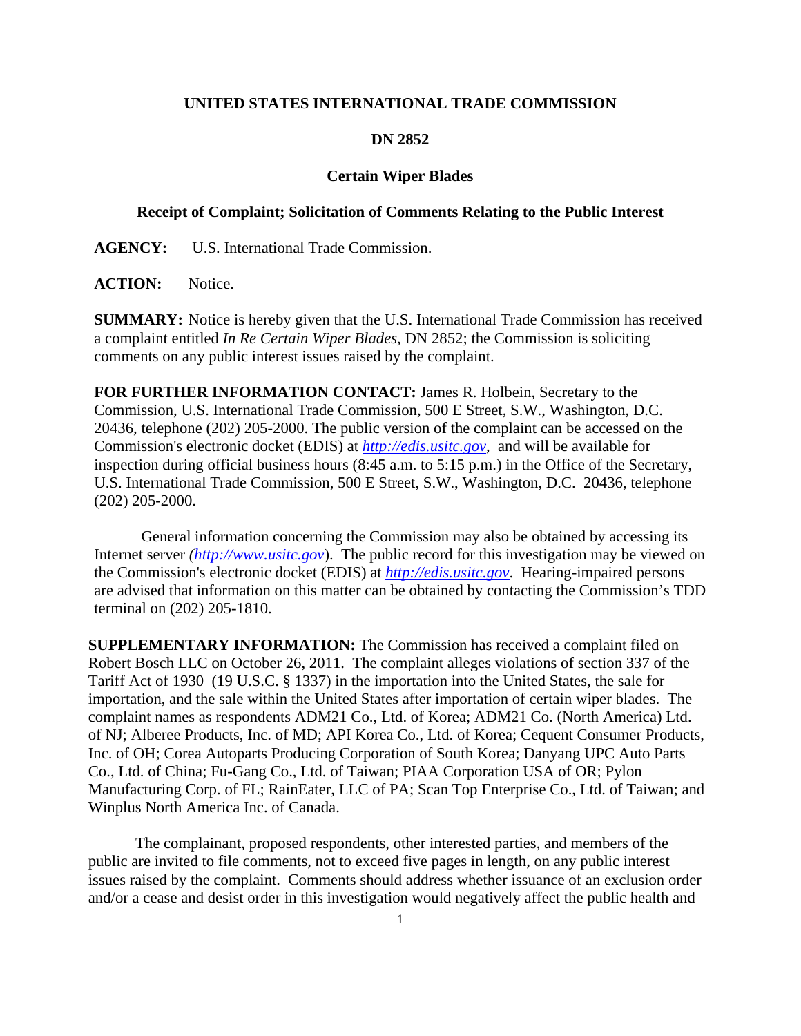**UNITED STATES INTERNATIONAL TRADE COMMISSION**

**DN 2852**

**Certain Wiper Blades**

**Receipt of Complaint; Solicitation of Comments Relating to the Public Interest**

**AGENCY:** U.S. International Trade Commission.

**ACTION:** Notice.

**SUMMARY:** Notice is hereby given that the U.S. International Trade Commission has received a complaint entitled *In Re Certain Wiper Blades*, DN 2852; the Commission is soliciting comments on any public interest issues raised by the complaint.

**FOR FURTHER INFORMATION CONTACT:** James R. Holbein, Secretary to the Commission, U.S. International Trade Commission, 500 E Street, S.W., Washington, D.C. 20436, telephone (202) 205-2000. The public version of the complaint can be accessed on the Commission's electronic docket (EDIS) at *http://edis.usitc.gov*, and will be available for inspection during official business hours (8:45 a.m. to 5:15 p.m.) in the Office of the Secretary, U.S. International Trade Commission, 500 E Street, S.W., Washington, D.C. 20436, telephone (202) 205-2000.

General information concerning the Commission may also be obtained by accessing its Internet server *(http://www.usitc.gov)*. The public record for this investigation may be viewed on the Commission's electronic docket (EDIS) at *http://edis.usitc.gov*. Hearing-impaired persons are advised that information on this matter can be obtained by contacting the Commission's TDD terminal on (202) 205-1810.

**SUPPLEMENTARY INFORMATION:** The Commission has received a complaint filed on Robert Bosch LLC on October 26, 2011. The complaint alleges violations of section 337 of the Tariff Act of 1930 (19 U.S.C. § 1337) in the importation into the United States, the sale for importation, and the sale within the United States after importation of certain wiper blades. The complaint names as respondents ADM21 Co., Ltd. of Korea; ADM21 Co. (North America) Ltd. of NJ; Alberee Products, Inc. of MD; API Korea Co., Ltd. of Korea; Cequent Consumer Products, Inc. of OH; Corea Autoparts Producing Corporation of South Korea; Danyang UPC Auto Parts Co., Ltd. of China; Fu-Gang Co., Ltd. of Taiwan; PIAA Corporation USA of OR; Pylon Manufacturing Corp. of FL; RainEater, LLC of PA; Scan Top Enterprise Co., Ltd. of Taiwan; and Winplus North America Inc. of Canada.

The complainant, proposed respondents, other interested parties, and members of the public are invited to file comments, not to exceed five pages in length, on any public interest issues raised by the complaint. Comments should address whether issuance of an exclusion order and/or a cease and desist order in this investigation would negatively affect the public health and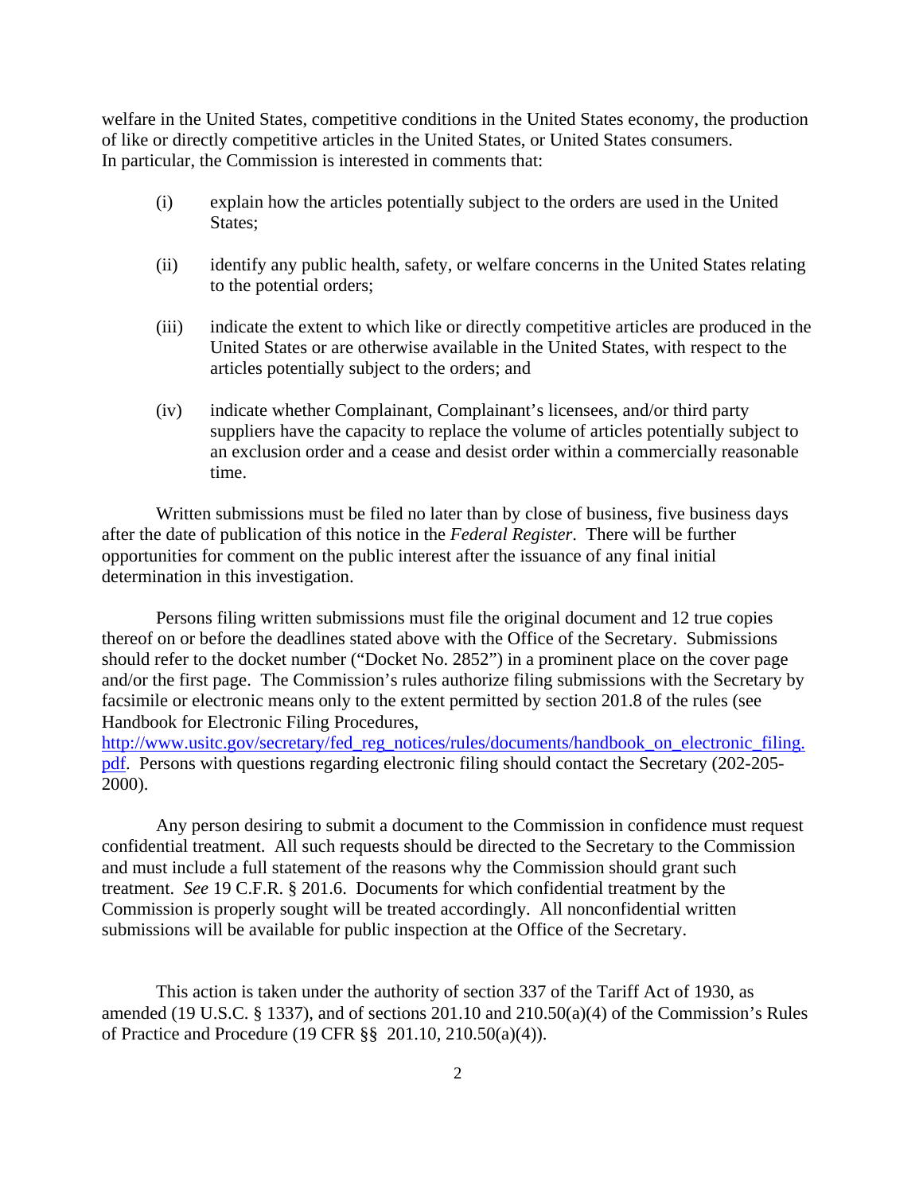welfare in the United States, competitive conditions in the United States economy, the production of like or directly competitive articles in the United States, or United States consumers. In particular, the Commission is interested in comments that:

(i) explain how the articles potentially subject to the orders are used in the United States;

(ii) identify any public health, safety, or welfare concerns in the United States relating to the potential orders;

(iii) indicate the extent to which like or directly competitive articles are produced in the United States or are otherwise available in the United States, with respect to the articles potentially subject to the orders; and

(iv) indicate whether Complainant, Complainant's licensees, and/or third party suppliers have the capacity to replace the volume of articles potentially subject to an exclusion order and a cease and desist order within a commercially reasonable time.

Written submissions must be filed no later than by close of business, five business days after the date of publication of this notice in the *Federal Register*. There will be further opportunities for comment on the public interest after the issuance of any final initial determination in this investigation.

Persons filing written submissions must file the original document and 12 true copies thereof on or before the deadlines stated above with the Office of the Secretary. Submissions should refer to the docket number ("Docket No. 2852") in a prominent place on the cover page and/or the first page. The Commission's rules authorize filing submissions with the Secretary by facsimile or electronic means only to the extent permitted by section 201.8 of the rules (see Handbook for Electronic Filing Procedures, http://www.usitc.gov/secretary/fed_reg_notices/rules/documents/handbook_on_electronic_filing.pdf. Persons with questions regarding electronic filing should contact the Secretary (202-205-2000).

Any person desiring to submit a document to the Commission in confidence must request confidential treatment. All such requests should be directed to the Secretary to the Commission and must include a full statement of the reasons why the Commission should grant such treatment. *See* 19 C.F.R. § 201.6. Documents for which confidential treatment by the Commission is properly sought will be treated accordingly. All nonconfidential written submissions will be available for public inspection at the Office of the Secretary.

This action is taken under the authority of section 337 of the Tariff Act of 1930, as amended (19 U.S.C. § 1337), and of sections 201.10 and 210.50(a)(4) of the Commission's Rules of Practice and Procedure (19 CFR §§ 201.10, 210.50(a)(4)).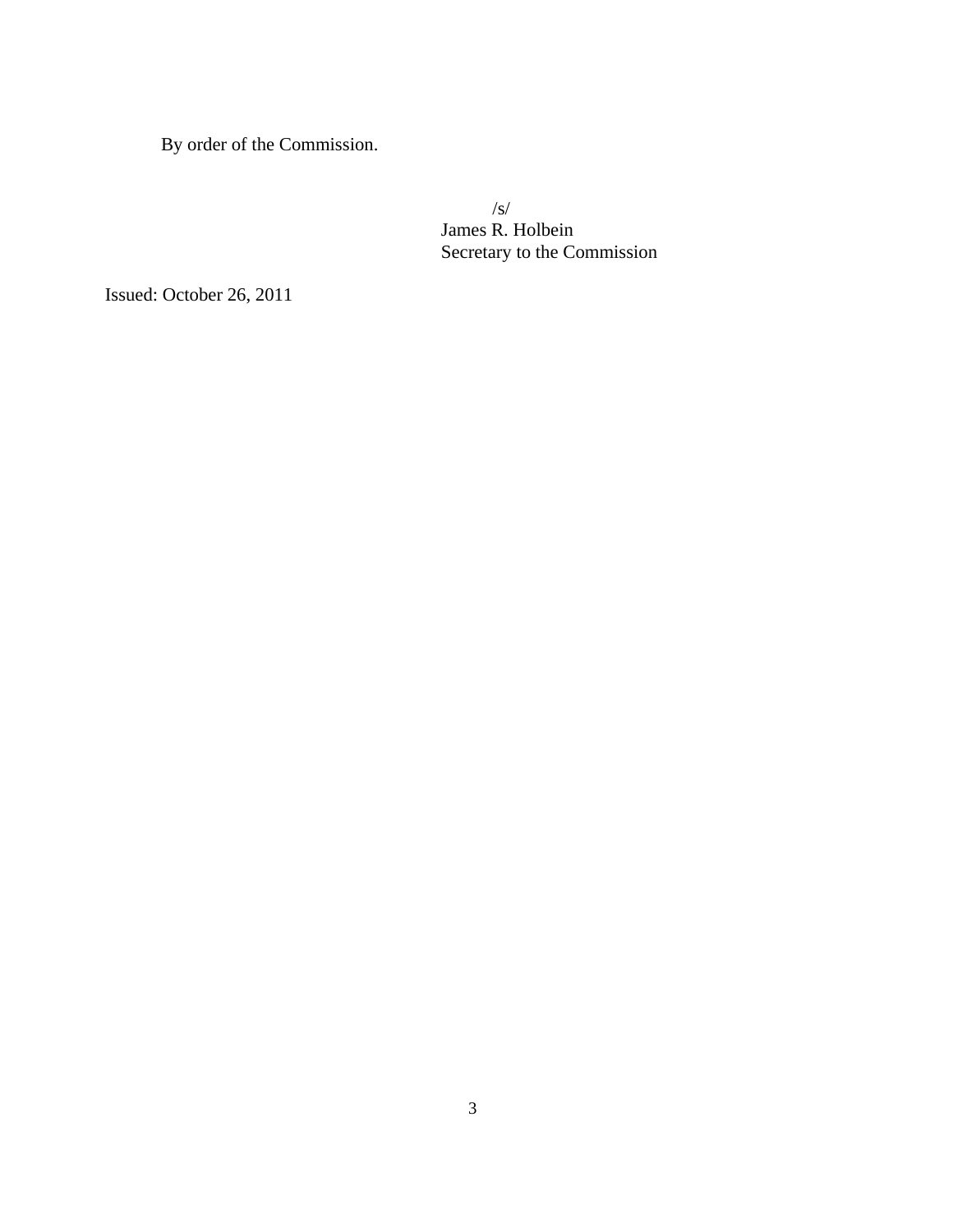By order of the Commission.

/s/
James R. Holbein
Secretary to the Commission

Issued: October 26, 2011